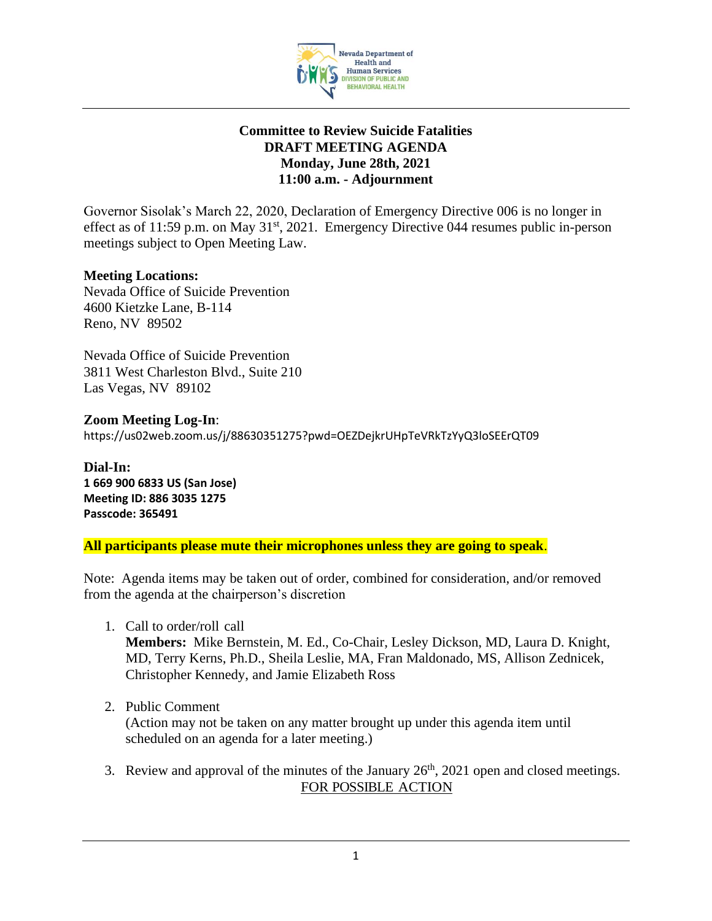# Committee to Review Suicide Fatalities
## DRAFT MEETING AGENDA
### Monday, June 28th, 2021
### 11:00 a.m. - Adjournment

Governor Sisolak's March 22, 2020, Declaration of Emergency Directive 006 is no longer in effect as of 11:59 p.m. on May 31st, 2021. Emergency Directive 044 resumes public in-person meetings subject to Open Meeting Law.

**Meeting Locations:**
Nevada Office of Suicide Prevention
4600 Kietzke Lane, B-114
Reno, NV 89502

Nevada Office of Suicide Prevention
3811 West Charleston Blvd., Suite 210
Las Vegas, NV 89102

**Zoom Meeting Log-In**:
https://us02web.zoom.us/j/88630351275?pwd=OEZDejkrUHpTeVRkTzYyQ3loSEErQT09

**Dial-In:**
**1 669 900 6833 US (San Jose)**
**Meeting ID: 886 3035 1275**
**Passcode: 365491**

**All participants please mute their microphones unless they are going to speak**.

Note: Agenda items may be taken out of order, combined for consideration, and/or removed from the agenda at the chairperson's discretion

1. Call to order/roll call
   **Members:** Mike Bernstein, M. Ed., Co-Chair, Lesley Dickson, MD, Laura D. Knight, MD, Terry Kerns, Ph.D., Sheila Leslie, MA, Fran Maldonado, MS, Allison Zednicek, Christopher Kennedy, and Jamie Elizabeth Ross

2. Public Comment
   (Action may not be taken on any matter brought up under this agenda item until scheduled on an agenda for a later meeting.)

3. Review and approval of the minutes of the January 26th, 2021 open and closed meetings.
   FOR POSSIBLE ACTION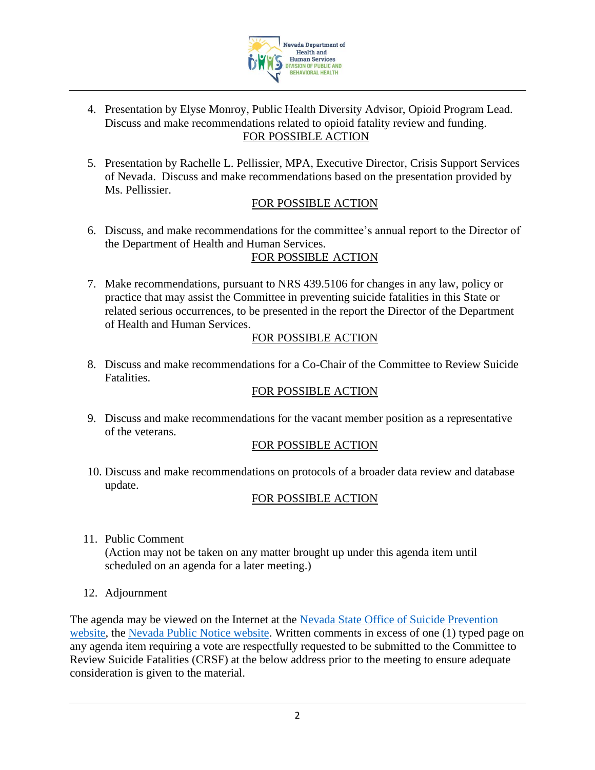4. Presentation by Elyse Monroy, Public Health Diversity Advisor, Opioid Program Lead. Discuss and make recommendations related to opioid fatality review and funding.
FOR POSSIBLE ACTION

5. Presentation by Rachelle L. Pellissier, MPA, Executive Director, Crisis Support Services of Nevada. Discuss and make recommendations based on the presentation provided by Ms. Pellissier.
FOR POSSIBLE ACTION

6. Discuss, and make recommendations for the committee's annual report to the Director of the Department of Health and Human Services.
FOR POSSIBLE ACTION

7. Make recommendations, pursuant to NRS 439.5106 for changes in any law, policy or practice that may assist the Committee in preventing suicide fatalities in this State or related serious occurrences, to be presented in the report the Director of the Department of Health and Human Services.
FOR POSSIBLE ACTION

8. Discuss and make recommendations for a Co-Chair of the Committee to Review Suicide Fatalities.
FOR POSSIBLE ACTION

9. Discuss and make recommendations for the vacant member position as a representative of the veterans.
FOR POSSIBLE ACTION

10. Discuss and make recommendations on protocols of a broader data review and database update.
FOR POSSIBLE ACTION

11. Public Comment
(Action may not be taken on any matter brought up under this agenda item until scheduled on an agenda for a later meeting.)

12. Adjournment

The agenda may be viewed on the Internet at the Nevada State Office of Suicide Prevention website, the Nevada Public Notice website. Written comments in excess of one (1) typed page on any agenda item requiring a vote are respectfully requested to be submitted to the Committee to Review Suicide Fatalities (CRSF) at the below address prior to the meeting to ensure adequate consideration is given to the material.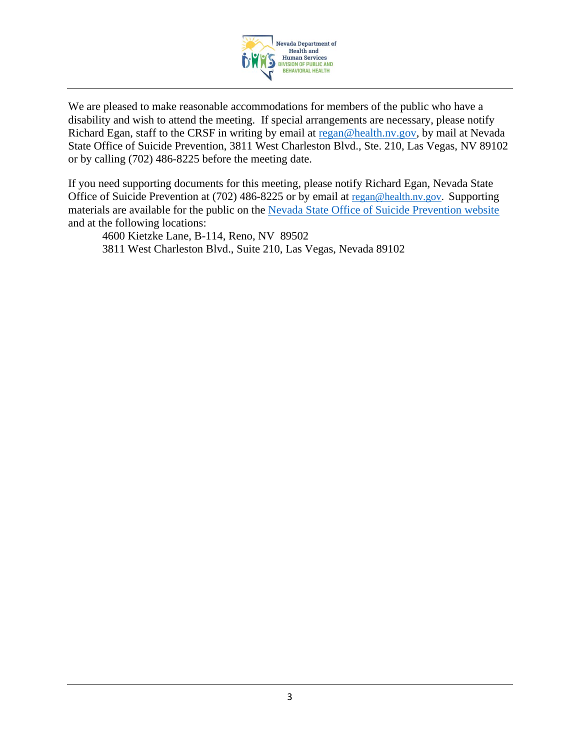We are pleased to make reasonable accommodations for members of the public who have a disability and wish to attend the meeting. If special arrangements are necessary, please notify Richard Egan, staff to the CRSF in writing by email at [regan@health.nv.gov](mailto:regan@health.nv.gov), by mail at Nevada State Office of Suicide Prevention, 3811 West Charleston Blvd., Ste. 210, Las Vegas, NV 89102 or by calling (702) 486-8225 before the meeting date.

If you need supporting documents for this meeting, please notify Richard Egan, Nevada State Office of Suicide Prevention at (702) 486-8225 or by email at [regan@health.nv.gov](mailto:regan@health.nv.gov). Supporting materials are available for the public on the Nevada State Office of Suicide Prevention website and at the following locations:

4600 Kietzke Lane, B-114, Reno, NV 89502
3811 West Charleston Blvd., Suite 210, Las Vegas, Nevada 89102